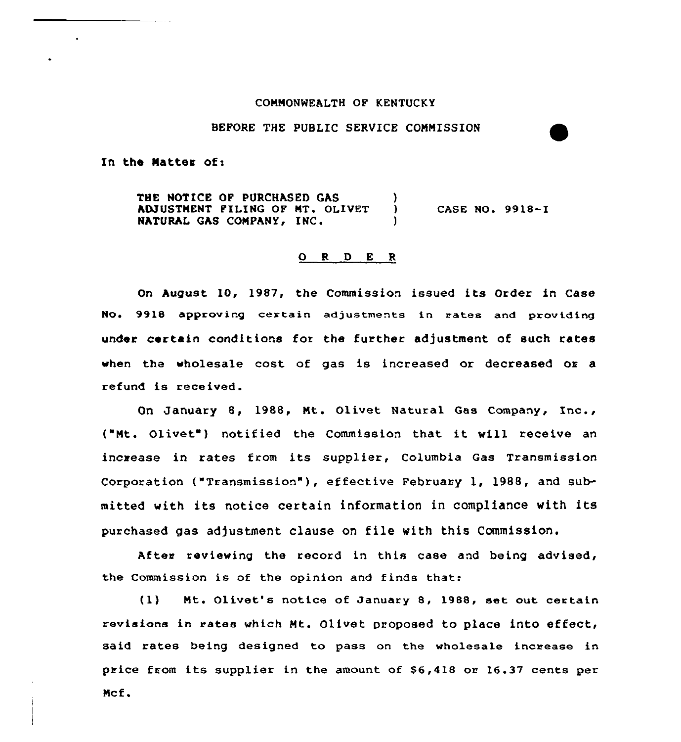COMMONWEALTH OF KENTUCKY

BEFORE THE PUBLIC SERVICE COMMISSION

In the Matter of:

THE NOTICE OF PURCHASED GAS ADJUSTMENT FILING OF MT. OLIVET NATURAL GAS COMPANY, INC. ) CASE NO. 9918-I

## O R D E R

On August 10, 1987, the Commission issued its Order in Case No. 9918 approving certain adjustments in rates and providing under certain conditions for the further adjustment of such rates when the wholesale cost of gas is increased or decreased or a refund is received.

On January 8, 1988, Mt. Olivet Natural Gas Company, Inc., ("Mt. Olivet") notified the Commission that it will receive an increase in rates from its supplier, Columbia Gas Transmission Corporation ("Transmission"), effective February 1, 1988, and submitted with its notice certain information in compliance with its purchased gas adjustment clause on file with this Commission.

After reviewing the record in this case and being advised, the Commission is of the opinion and finds that:

(1) Mt. Olivet's notice of January 8, 1988, set out certain revisions in rates which Mt. Olivet proposed to place into effect, said rates being designed to pass on the wholesale increase in price from its supplier in the amount of $6,418 or 16.37 cents per Mcf.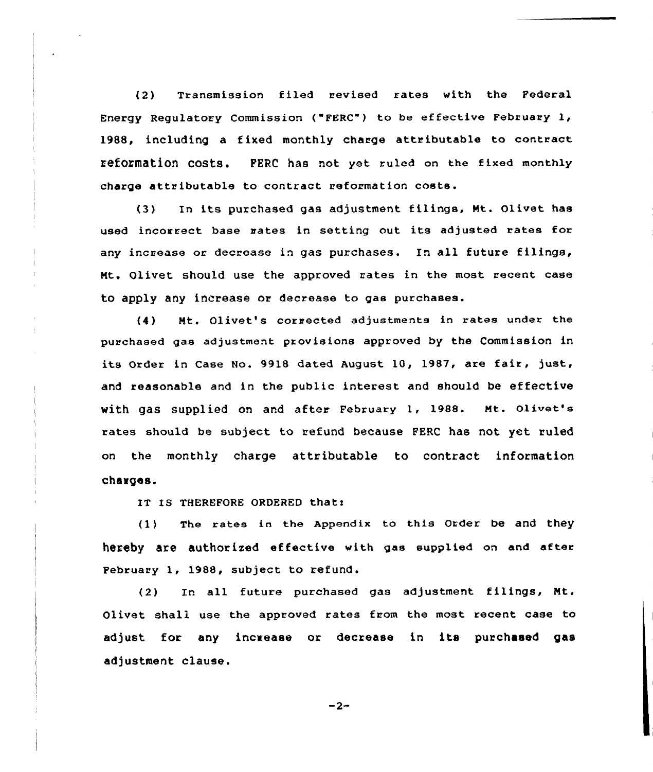(2) Transmission filed revised rates with the Federal Energy Regulatory Commission ("FERC") to be effective February 1, 1988, including a fixed monthly charge attributable to contract reformation costs. FERC has not yet ruled on the fixed monthly charge attributable to contract reformation costs.

(3) In its purchased gas adjustment filings, Mt. Olivet has used incorrect base rates in setting out its adjusted rates for any increase or decrease in gas purchases. In all future filings, Mt. Olivet should use the approved rates in the most recent case to apply any increase or decrease to gas purchases.

(4) Mt. Olivet's corrected adjustments in rates under the purchased gas adjustment provisions approved by the Commission in its Order in Case No. 9918 dated August 10, 1987, are fair, just, and reasonable and in the public interest and should be effective with gas supplied on and after February 1, 1988. Mt. Olivet's rates should be subject to refund because FERC has not yet ruled on the monthly charge attributable to contract information charges.

IT IS THEREFORE ORDERED that:

(1) The rates in the Appendix to this Order be and they hereby are authorized effective with gas supplied on and after February 1, 1988, subject to refund.

(2) In all future purchased gas adjustment filings, Mt. Olivet shall use the approved rates from the most recent case to adjust for any increase or decrease in its purchased gas adjustment clause.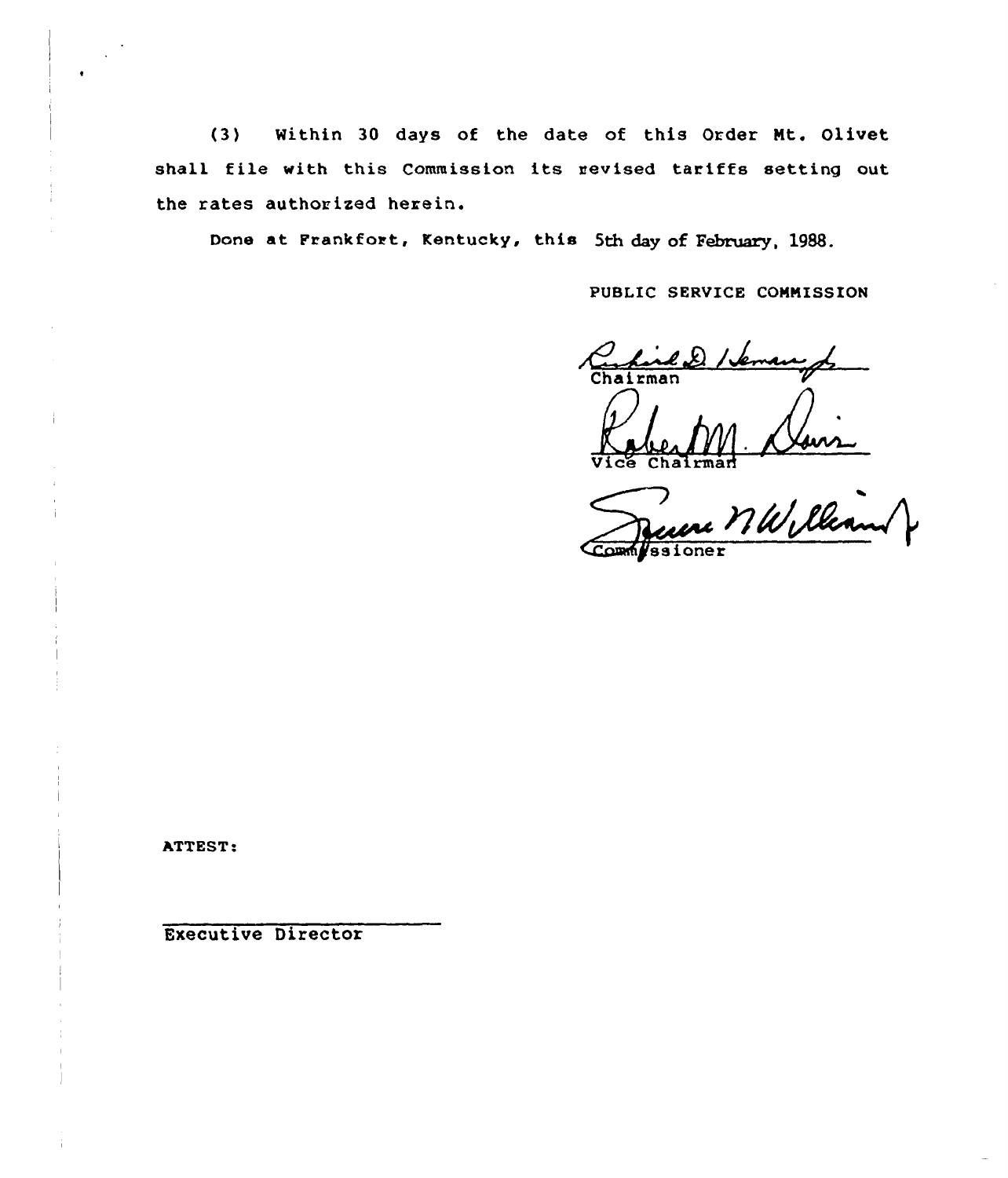(3) Within 30 days of the date of this Order Mt. Olivet shall file with this Commission its revised tariffs setting out the rates authorized herein.

Done at Frankfort, Kentucky, this 5th day of February, 1988.

PUBLIC SERVICE COMMISSION

Chairman

Vice Chairman

Commissioner

ATTEST:

Executive Director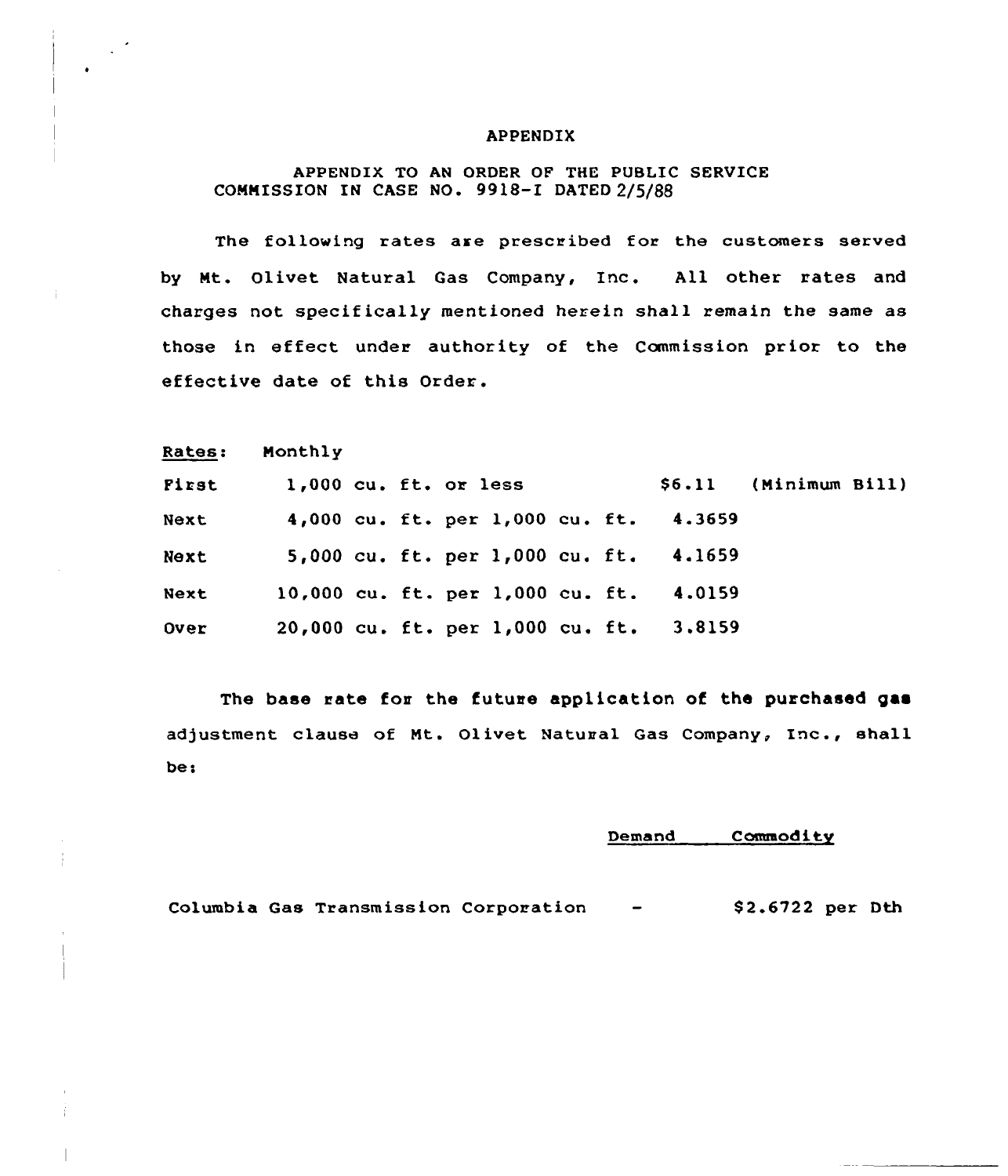# APPENDIX

## APPENDIX TO AN ORDER OF THE PUBLIC SERVICE COMMISSION IN CASE NO. 9918-I DATED 2/5/88

The following rates are prescribed for the customers served by Mt. Olivet Natural Gas Company, Inc. All other rates and charges not specifically mentioned herein shall remain the same as those in effect under authority of the Commission prior to the effective date of this Order.

| Rates: | Monthly | | |
|---|---|---|---|
| First | 1,000 cu. ft. or less | $6.11 | (Minimum Bill) |
| Next | 4,000 cu. ft. per 1,000 cu. ft. | 4.3659 | |
| Next | 5,000 cu. ft. per 1,000 cu. ft. | 4.1659 | |
| Next | 10,000 cu. ft. per 1,000 cu. ft. | 4.0159 | |
| Over | 20,000 cu. ft. per 1,000 cu. ft. | 3.8159 | |

The base rate for the future application of the purchased gas adjustment clause of Mt. Olivet Natural Gas Company, Inc., shall be:

| | Demand | Commodity |
|---|---|---|
| Columbia Gas Transmission Corporation | - | $2.6722 per Dth |